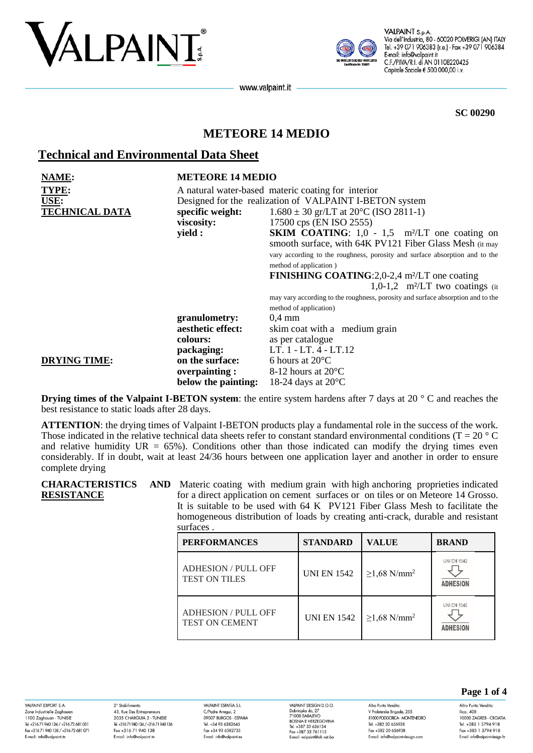**SC 00290**

# METEORE 14 MEDIO

## Technical and Environmental Data Sheet

**NAME:** **METEORE 14 MEDIO**

**TYPE:** A natural water-based materic coating for interior

**USE:** Designed for the realization of VALPAINT I-BETON system

**TECHNICAL DATA**

- **specific weight:** 1.680 ± 30 gr/LT at 20°C (ISO 2811-1)
- **viscosity:** 17500 cps (EN ISO 2555)
- **yield :** **SKIM COATING**: 1,0 - 1,5 m²/LT one coating on smooth surface, with 64K PV121 Fiber Glass Mesh (it may vary according to the roughness, porosity and surface absorption and to the method of application )
  **FINISHING COATING**:2,0-2,4 m²/LT one coating
  1,0-1,2 m²/LT two coatings (it may vary according to the roughness, porosity and surface absorption and to the method of application)
- **granulometry:** 0,4 mm
- **aesthetic effect:** skim coat with a medium grain
- **colours:** as per catalogue
- **packaging:** LT. 1 - LT. 4 - LT.12

**DRYING TIME:**

- **on the surface:** 6 hours at 20°C
- **overpainting :** 8-12 hours at 20°C
- **below the painting:** 18-24 days at 20°C

**Drying times of the Valpaint I-BETON system**: the entire system hardens after 7 days at 20 ° C and reaches the best resistance to static loads after 28 days.

**ATTENTION**: the drying times of Valpaint I-BETON products play a fundamental role in the success of the work. Those indicated in the relative technical data sheets refer to constant standard environmental conditions (T = 20 ° C and relative humidity UR = 65%). Conditions other than those indicated can modify the drying times even considerably. If in doubt, wait at least 24/36 hours between one application layer and another in order to ensure complete drying

**CHARACTERISTICS AND RESISTANCE**

Materic coating with medium grain with high anchoring proprieties indicated for a direct application on cement surfaces or on tiles or on Meteore 14 Grosso. It is suitable to be used with 64 K PV121 Fiber Glass Mesh to facilitate the homogeneous distribution of loads by creating anti-crack, durable and resistant surfaces .

| PERFORMANCES | STANDARD | VALUE | BRAND |
|---|---|---|---|
| ADHESION / PULL OFF TEST ON TILES | UNI EN 1542 | ≥1,68 N/mm² | UNI EN 1542 ADHESION |
| ADHESION / PULL OFF TEST ON CEMENT | UNI EN 1542 | ≥1,68 N/mm² | UNI EN 1542 ADHESION |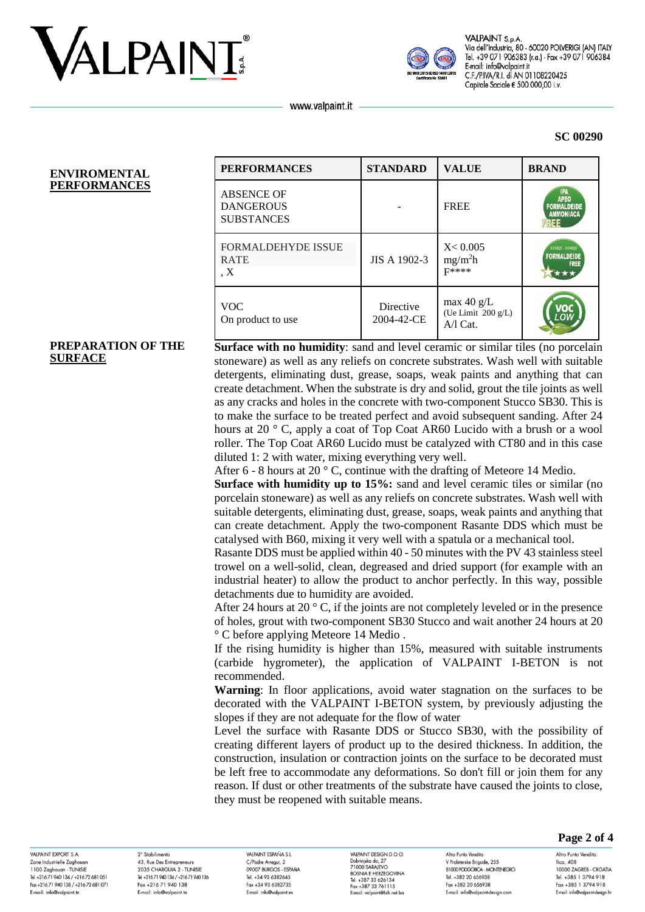SC 00290

## ENVIROMENTAL PERFORMANCES

| PERFORMANCES | STANDARD | VALUE | BRAND |
|---|---|---|---|
| ABSENCE OF DANGEROUS SUBSTANCES | - | FREE | IPA APEO FORMALDEIDE AMMONIACA FREE |
| FORMALDEHYDE ISSUE RATE , X | JIS A 1902-3 | X< 0.005 $mg/m^2h$ F**** | FORMALDEIDE FREE |
| VOC On product to use | Directive 2004-42-CE | max 40 g/L (Ue Limit 200 g/L) A/l Cat. | VOC LOW |

## PREPARATION OF THE SURFACE

**Surface with no humidity**: sand and level ceramic or similar tiles (no porcelain stoneware) as well as any reliefs on concrete substrates. Wash well with suitable detergents, eliminating dust, grease, soaps, weak paints and anything that can create detachment. When the substrate is dry and solid, grout the tile joints as well as any cracks and holes in the concrete with two-component Stucco SB30. This is to make the surface to be treated perfect and avoid subsequent sanding. After 24 hours at 20 ° C, apply a coat of Top Coat AR60 Lucido with a brush or a wool roller. The Top Coat AR60 Lucido must be catalyzed with CT80 and in this case diluted 1: 2 with water, mixing everything very well.

After 6 - 8 hours at 20 ° C, continue with the drafting of Meteore 14 Medio.

**Surface with humidity up to 15%:** sand and level ceramic tiles or similar (no porcelain stoneware) as well as any reliefs on concrete substrates. Wash well with suitable detergents, eliminating dust, grease, soaps, weak paints and anything that can create detachment. Apply the two-component Rasante DDS which must be catalysed with B60, mixing it very well with a spatula or a mechanical tool.

Rasante DDS must be applied within 40 - 50 minutes with the PV 43 stainless steel trowel on a well-solid, clean, degreased and dried support (for example with an industrial heater) to allow the product to anchor perfectly. In this way, possible detachments due to humidity are avoided.

After 24 hours at 20 ° C, if the joints are not completely leveled or in the presence of holes, grout with two-component SB30 Stucco and wait another 24 hours at 20 ° C before applying Meteore 14 Medio .

If the rising humidity is higher than 15%, measured with suitable instruments (carbide hygrometer), the application of VALPAINT I-BETON is not recommended.

**Warning**: In floor applications, avoid water stagnation on the surfaces to be decorated with the VALPAINT I-BETON system, by previously adjusting the slopes if they are not adequate for the flow of water

Level the surface with Rasante DDS or Stucco SB30, with the possibility of creating different layers of product up to the desired thickness. In addition, the construction, insulation or contraction joints on the surface to be decorated must be left free to accommodate any deformations. So don't fill or join them for any reason. If dust or other treatments of the substrate have caused the joints to close, they must be reopened with suitable means.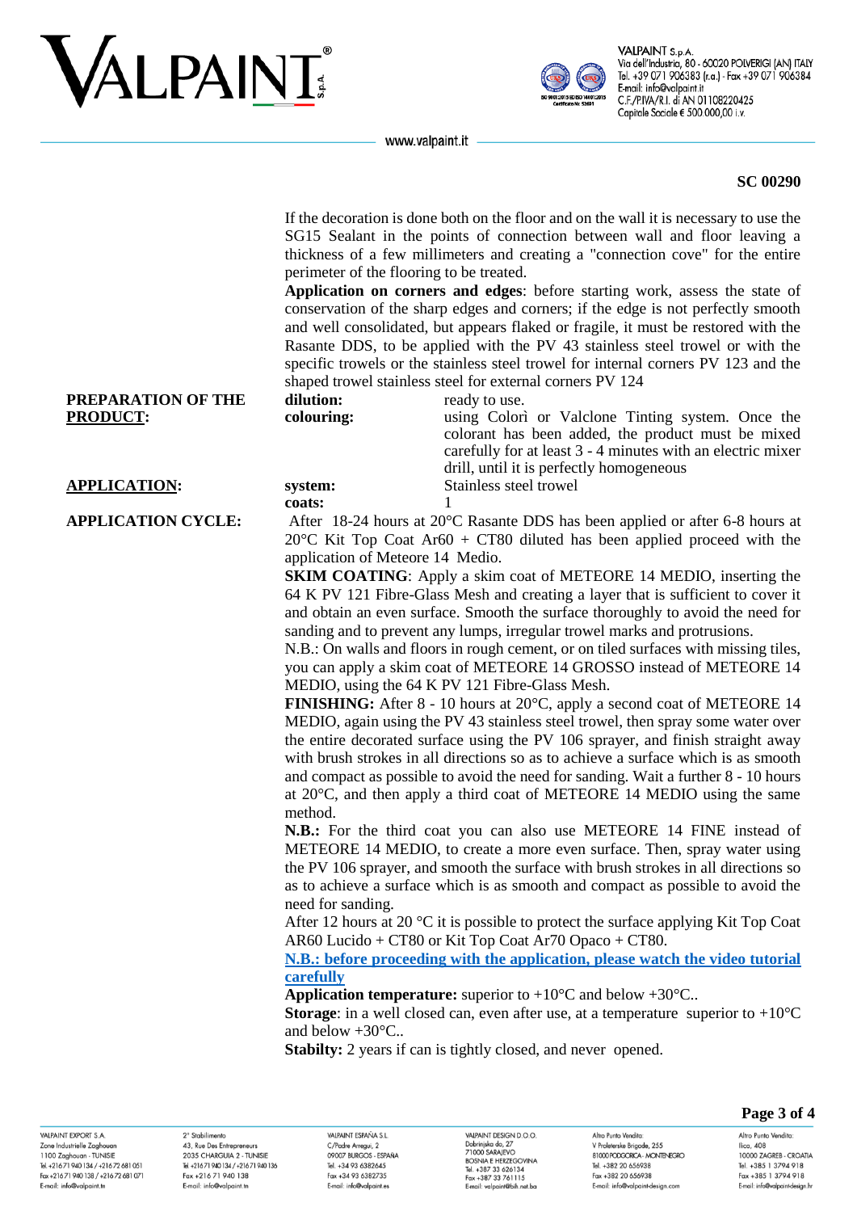**SC 00290**

If the decoration is done both on the floor and on the wall it is necessary to use the SG15 Sealant in the points of connection between wall and floor leaving a thickness of a few millimeters and creating a "connection cove" for the entire perimeter of the flooring to be treated.

**Application on corners and edges**: before starting work, assess the state of conservation of the sharp edges and corners; if the edge is not perfectly smooth and well consolidated, but appears flaked or fragile, it must be restored with the Rasante DDS, to be applied with the PV 43 stainless steel trowel or with the specific trowels or the stainless steel trowel for internal corners PV 123 and the shaped trowel stainless steel for external corners PV 124

**PREPARATION OF THE PRODUCT:**

**dilution:** ready to use.

**colouring:** using Colorì or Valclone Tinting system. Once the colorant has been added, the product must be mixed carefully for at least 3 - 4 minutes with an electric mixer drill, until it is perfectly homogeneous

**APPLICATION:**

**system:** Stainless steel trowel

**coats:** 1

**APPLICATION CYCLE:**

After 18-24 hours at 20°C Rasante DDS has been applied or after 6-8 hours at 20°C Kit Top Coat Ar60 + CT80 diluted has been applied proceed with the application of Meteore 14 Medio.

**SKIM COATING**: Apply a skim coat of METEORE 14 MEDIO, inserting the 64 K PV 121 Fibre-Glass Mesh and creating a layer that is sufficient to cover it and obtain an even surface. Smooth the surface thoroughly to avoid the need for sanding and to prevent any lumps, irregular trowel marks and protrusions.

N.B.: On walls and floors in rough cement, or on tiled surfaces with missing tiles, you can apply a skim coat of METEORE 14 GROSSO instead of METEORE 14 MEDIO, using the 64 K PV 121 Fibre-Glass Mesh.

**FINISHING:** After 8 - 10 hours at 20°C, apply a second coat of METEORE 14 MEDIO, again using the PV 43 stainless steel trowel, then spray some water over the entire decorated surface using the PV 106 sprayer, and finish straight away with brush strokes in all directions so as to achieve a surface which is as smooth and compact as possible to avoid the need for sanding. Wait a further 8 - 10 hours at 20°C, and then apply a third coat of METEORE 14 MEDIO using the same method.

**N.B.:** For the third coat you can also use METEORE 14 FINE instead of METEORE 14 MEDIO, to create a more even surface. Then, spray water using the PV 106 sprayer, and smooth the surface with brush strokes in all directions so as to achieve a surface which is as smooth and compact as possible to avoid the need for sanding.

After 12 hours at 20 °C it is possible to protect the surface applying Kit Top Coat AR60 Lucido + CT80 or Kit Top Coat Ar70 Opaco + CT80.

**N.B.: before proceeding with the application, please watch the video tutorial carefully**

**Application temperature:** superior to +10°C and below +30°C..

**Storage**: in a well closed can, even after use, at a temperature superior to +10°C and below +30°C..

**Stabilty:** 2 years if can is tightly closed, and never opened.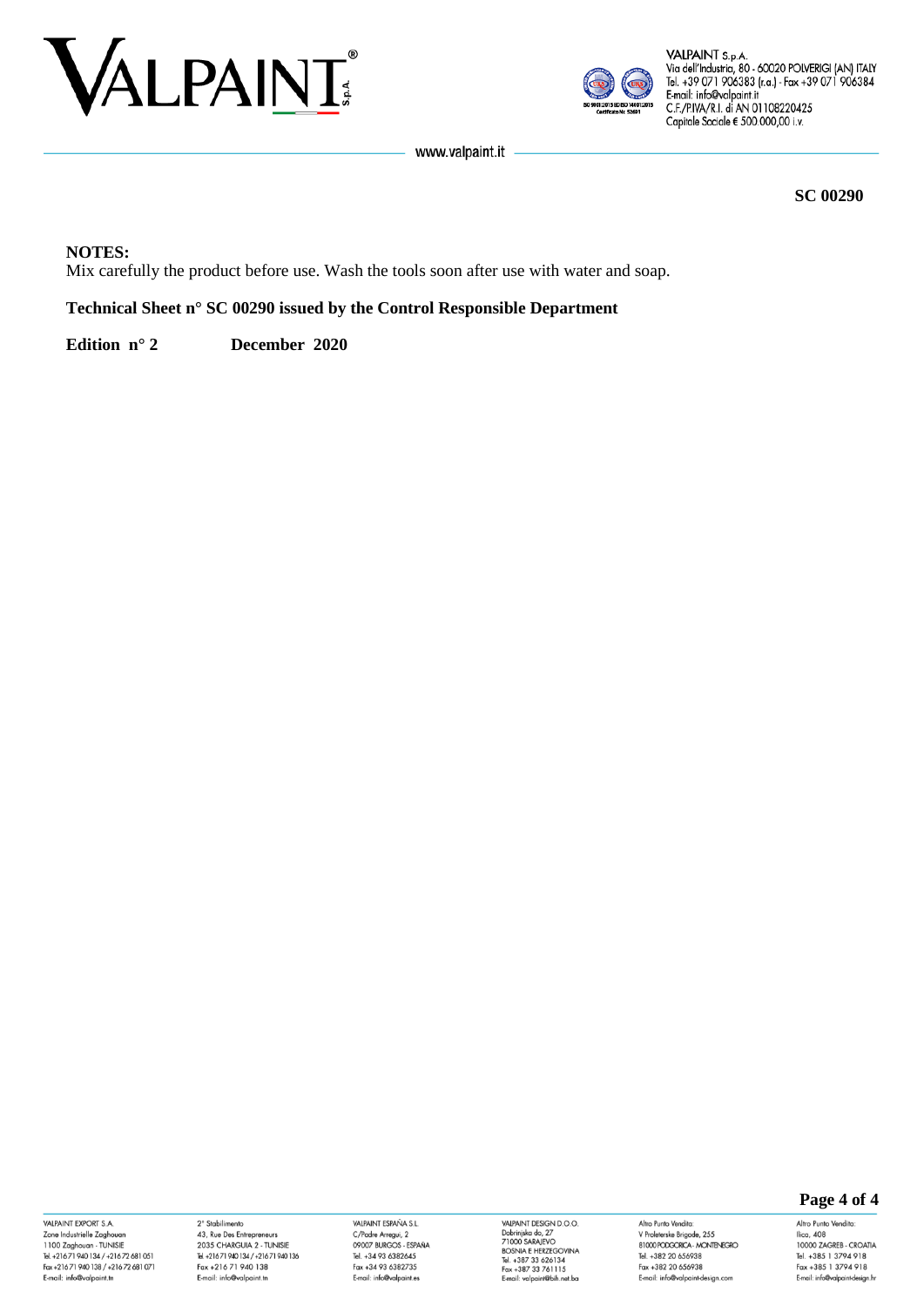**SC 00290**

**NOTES:**

Mix carefully the product before use. Wash the tools soon after use with water and soap.

**Technical Sheet n° SC 00290 issued by the Control Responsible Department**

**Edition n° 2 December 2020**